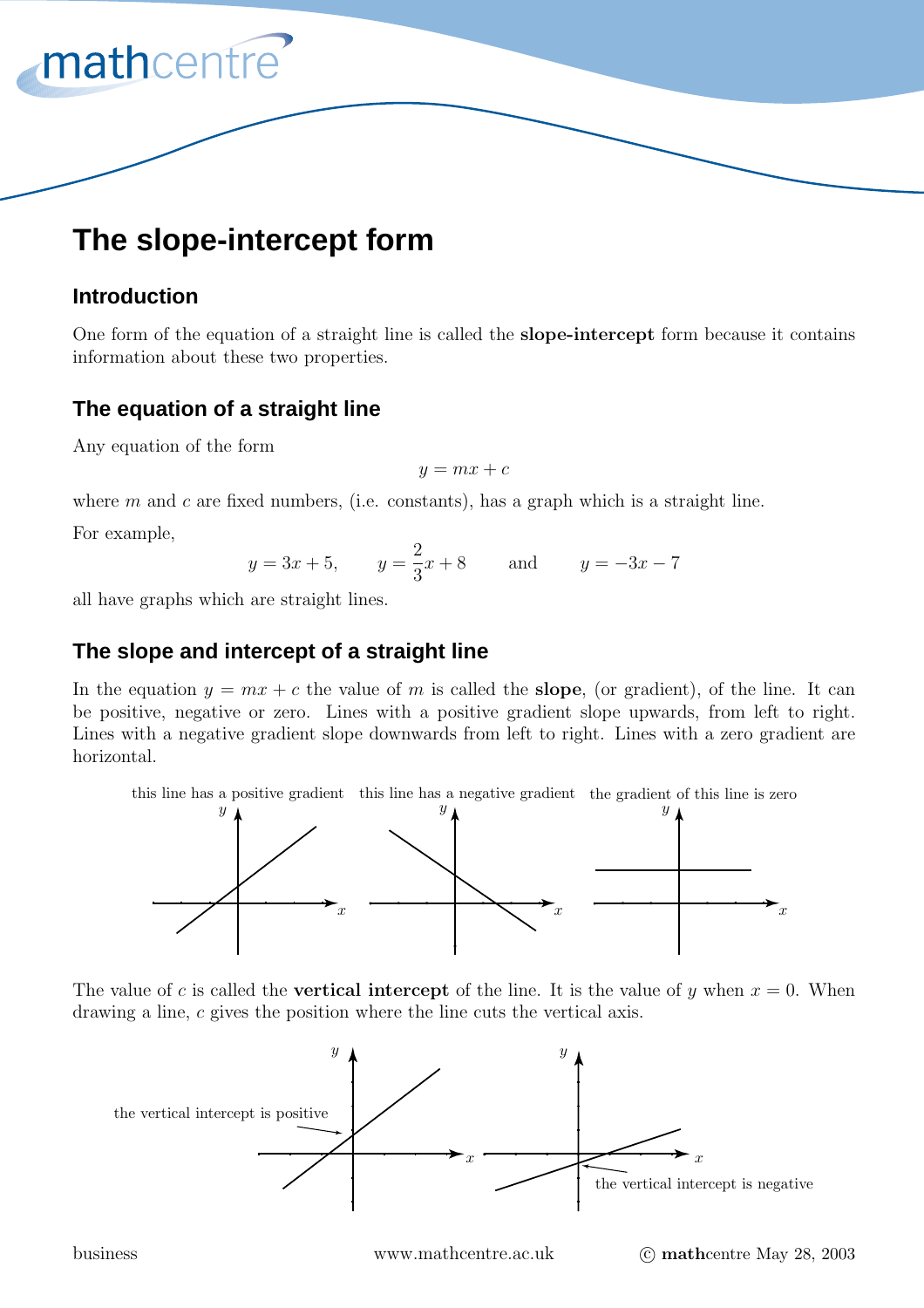# The slope-intercept form

## Introduction

One form of the equation of a straight line is called the **slope-intercept** form because it contains information about these two properties.

## The equation of a straight line

Any equation of the form

$$y = mx + c$$

where $m$ and $c$ are fixed numbers, (i.e. constants), has a graph which is a straight line.

For example,

$$y = 3x + 5, \qquad y = \frac{2}{3}x + 8 \qquad \text{and} \qquad y = -3x - 7$$

all have graphs which are straight lines.

## The slope and intercept of a straight line

In the equation $y = mx + c$ the value of $m$ is called the **slope**, (or gradient), of the line. It can be positive, negative or zero. Lines with a positive gradient slope upwards, from left to right. Lines with a negative gradient slope downwards from left to right. Lines with a zero gradient are horizontal.

this line has a positive gradient — this line has a negative gradient — the gradient of this line is zero

The value of $c$ is called the **vertical intercept** of the line. It is the value of $y$ when $x = 0$. When drawing a line, $c$ gives the position where the line cuts the vertical axis.

the vertical intercept is positive — the vertical intercept is negative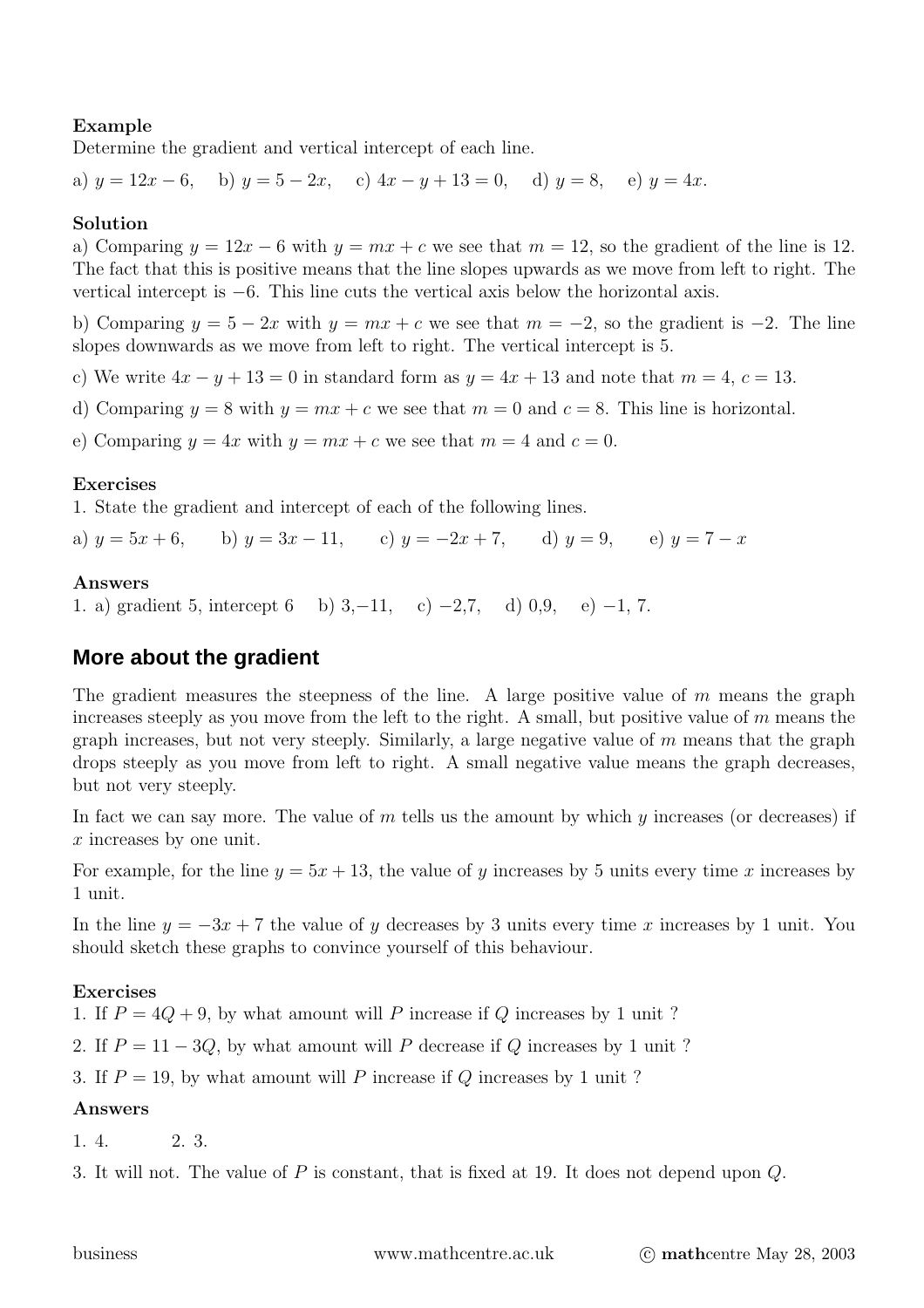**Example**

Determine the gradient and vertical intercept of each line.

a) $y = 12x - 6$, b) $y = 5 - 2x$, c) $4x - y + 13 = 0$, d) $y = 8$, e) $y = 4x$.

**Solution**

a) Comparing $y = 12x - 6$ with $y = mx + c$ we see that $m = 12$, so the gradient of the line is 12. The fact that this is positive means that the line slopes upwards as we move from left to right. The vertical intercept is $-6$. This line cuts the vertical axis below the horizontal axis.

b) Comparing $y = 5 - 2x$ with $y = mx + c$ we see that $m = -2$, so the gradient is $-2$. The line slopes downwards as we move from left to right. The vertical intercept is 5.

c) We write $4x - y + 13 = 0$ in standard form as $y = 4x + 13$ and note that $m = 4$, $c = 13$.

d) Comparing $y = 8$ with $y = mx + c$ we see that $m = 0$ and $c = 8$. This line is horizontal.

e) Comparing $y = 4x$ with $y = mx + c$ we see that $m = 4$ and $c = 0$.

**Exercises**

1. State the gradient and intercept of each of the following lines.

a) $y = 5x + 6$, b) $y = 3x - 11$, c) $y = -2x + 7$, d) $y = 9$, e) $y = 7 - x$

**Answers**

1. a) gradient 5, intercept 6 b) $3,-11$, c) $-2,7$, d) $0,9$, e) $-1$, 7.

## More about the gradient

The gradient measures the steepness of the line. A large positive value of $m$ means the graph increases steeply as you move from the left to the right. A small, but positive value of $m$ means the graph increases, but not very steeply. Similarly, a large negative value of $m$ means that the graph drops steeply as you move from left to right. A small negative value means the graph decreases, but not very steeply.

In fact we can say more. The value of $m$ tells us the amount by which $y$ increases (or decreases) if $x$ increases by one unit.

For example, for the line $y = 5x + 13$, the value of $y$ increases by 5 units every time $x$ increases by 1 unit.

In the line $y = -3x + 7$ the value of $y$ decreases by 3 units every time $x$ increases by 1 unit. You should sketch these graphs to convince yourself of this behaviour.

**Exercises**

1. If $P = 4Q + 9$, by what amount will $P$ increase if $Q$ increases by 1 unit ?

2. If $P = 11 - 3Q$, by what amount will $P$ decrease if $Q$ increases by 1 unit ?

3. If $P = 19$, by what amount will $P$ increase if $Q$ increases by 1 unit ?

**Answers**

1. 4. 2. 3.

3. It will not. The value of $P$ is constant, that is fixed at 19. It does not depend upon $Q$.